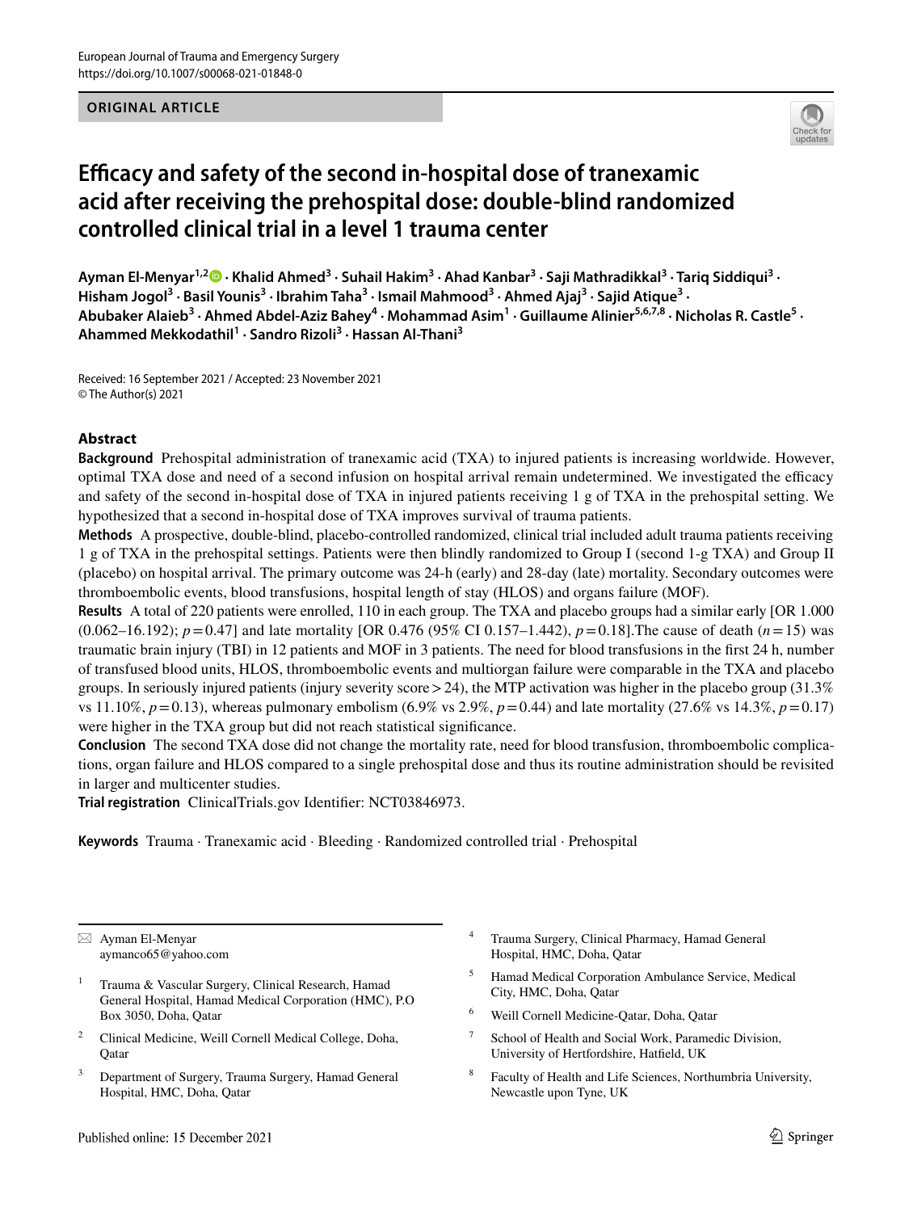ORIGINAL ARTICLE

# Efficacy and safety of the second in-hospital dose of tranexamic acid after receiving the prehospital dose: double-blind randomized controlled clinical trial in a level 1 trauma center

**Ayman El-Menyar[1,2] · Khalid Ahmed[3] · Suhail Hakim[3] · Ahad Kanbar[3] · Saji Mathradikkal[3] · Tariq Siddiqui[3] · Hisham Jogol[3] · Basil Younis[3] · Ibrahim Taha[3] · Ismail Mahmood[3] · Ahmed Ajaj[3] · Sajid Atique[3] · Abubaker Alaieb[3] · Ahmed Abdel-Aziz Bahey[4] · Mohammad Asim[1] · Guillaume Alinier[5,6,7,8] · Nicholas R. Castle[5] · Ahammed Mekkodathil[1] · Sandro Rizoli[3] · Hassan Al-Thani[3]**

Received: 16 September 2021 / Accepted: 23 November 2021
© The Author(s) 2021

## Abstract

**Background** Prehospital administration of tranexamic acid (TXA) to injured patients is increasing worldwide. However, optimal TXA dose and need of a second infusion on hospital arrival remain undetermined. We investigated the efficacy and safety of the second in-hospital dose of TXA in injured patients receiving 1 g of TXA in the prehospital setting. We hypothesized that a second in-hospital dose of TXA improves survival of trauma patients.

**Methods** A prospective, double-blind, placebo-controlled randomized, clinical trial included adult trauma patients receiving 1 g of TXA in the prehospital settings. Patients were then blindly randomized to Group I (second 1-g TXA) and Group II (placebo) on hospital arrival. The primary outcome was 24-h (early) and 28-day (late) mortality. Secondary outcomes were thromboembolic events, blood transfusions, hospital length of stay (HLOS) and organs failure (MOF).

**Results** A total of 220 patients were enrolled, 110 in each group. The TXA and placebo groups had a similar early [OR 1.000 (0.062–16.192); $p=0.47$] and late mortality [OR 0.476 (95% CI 0.157–1.442), $p=0.18$].The cause of death ($n=15$) was traumatic brain injury (TBI) in 12 patients and MOF in 3 patients. The need for blood transfusions in the first 24 h, number of transfused blood units, HLOS, thromboembolic events and multiorgan failure were comparable in the TXA and placebo groups. In seriously injured patients (injury severity score > 24), the MTP activation was higher in the placebo group (31.3% vs 11.10%, $p=0.13$), whereas pulmonary embolism (6.9% vs 2.9%, $p=0.44$) and late mortality (27.6% vs 14.3%, $p=0.17$) were higher in the TXA group but did not reach statistical significance.

**Conclusion** The second TXA dose did not change the mortality rate, need for blood transfusion, thromboembolic complications, organ failure and HLOS compared to a single prehospital dose and thus its routine administration should be revisited in larger and multicenter studies.

**Trial registration** ClinicalTrials.gov Identifier: NCT03846973.

**Keywords** Trauma · Tranexamic acid · Bleeding · Randomized controlled trial · Prehospital

---

✉ Ayman El-Menyar
aymanco65@yahoo.com

1 Trauma & Vascular Surgery, Clinical Research, Hamad General Hospital, Hamad Medical Corporation (HMC), P.O Box 3050, Doha, Qatar

2 Clinical Medicine, Weill Cornell Medical College, Doha, Qatar

3 Department of Surgery, Trauma Surgery, Hamad General Hospital, HMC, Doha, Qatar

4 Trauma Surgery, Clinical Pharmacy, Hamad General Hospital, HMC, Doha, Qatar

5 Hamad Medical Corporation Ambulance Service, Medical City, HMC, Doha, Qatar

6 Weill Cornell Medicine-Qatar, Doha, Qatar

7 School of Health and Social Work, Paramedic Division, University of Hertfordshire, Hatfield, UK

8 Faculty of Health and Life Sciences, Northumbria University, Newcastle upon Tyne, UK

Published online: 15 December 2021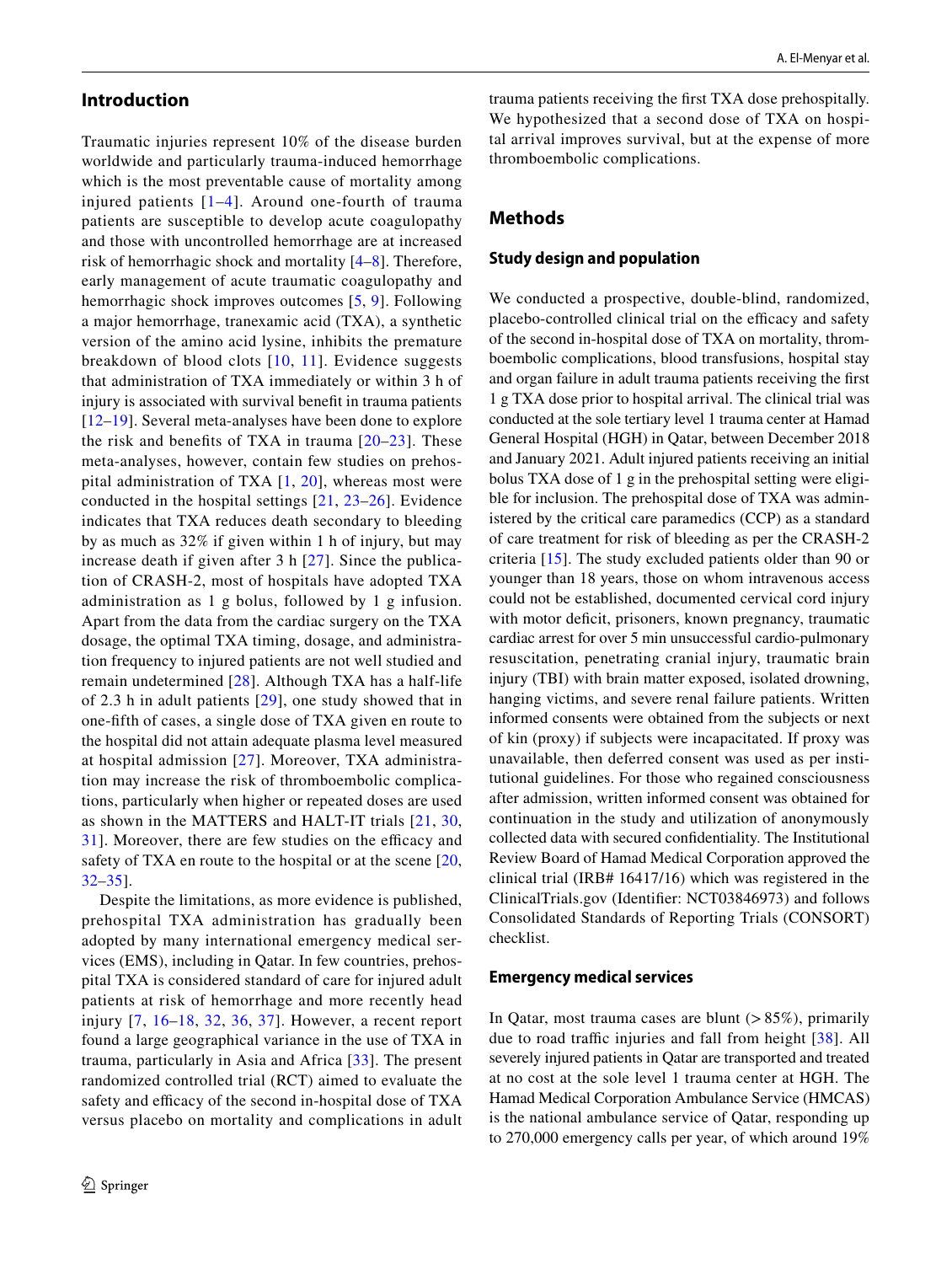## Introduction

Traumatic injuries represent 10% of the disease burden worldwide and particularly trauma-induced hemorrhage which is the most preventable cause of mortality among injured patients [1–4]. Around one-fourth of trauma patients are susceptible to develop acute coagulopathy and those with uncontrolled hemorrhage are at increased risk of hemorrhagic shock and mortality [4–8]. Therefore, early management of acute traumatic coagulopathy and hemorrhagic shock improves outcomes [5, 9]. Following a major hemorrhage, tranexamic acid (TXA), a synthetic version of the amino acid lysine, inhibits the premature breakdown of blood clots [10, 11]. Evidence suggests that administration of TXA immediately or within 3 h of injury is associated with survival benefit in trauma patients [12–19]. Several meta-analyses have been done to explore the risk and benefits of TXA in trauma [20–23]. These meta-analyses, however, contain few studies on prehospital administration of TXA [1, 20], whereas most were conducted in the hospital settings [21, 23–26]. Evidence indicates that TXA reduces death secondary to bleeding by as much as 32% if given within 1 h of injury, but may increase death if given after 3 h [27]. Since the publication of CRASH-2, most of hospitals have adopted TXA administration as 1 g bolus, followed by 1 g infusion. Apart from the data from the cardiac surgery on the TXA dosage, the optimal TXA timing, dosage, and administration frequency to injured patients are not well studied and remain undetermined [28]. Although TXA has a half-life of 2.3 h in adult patients [29], one study showed that in one-fifth of cases, a single dose of TXA given en route to the hospital did not attain adequate plasma level measured at hospital admission [27]. Moreover, TXA administration may increase the risk of thromboembolic complications, particularly when higher or repeated doses are used as shown in the MATTERS and HALT-IT trials [21, 30, 31]. Moreover, there are few studies on the efficacy and safety of TXA en route to the hospital or at the scene [20, 32–35].

Despite the limitations, as more evidence is published, prehospital TXA administration has gradually been adopted by many international emergency medical services (EMS), including in Qatar. In few countries, prehospital TXA is considered standard of care for injured adult patients at risk of hemorrhage and more recently head injury [7, 16–18, 32, 36, 37]. However, a recent report found a large geographical variance in the use of TXA in trauma, particularly in Asia and Africa [33]. The present randomized controlled trial (RCT) aimed to evaluate the safety and efficacy of the second in-hospital dose of TXA versus placebo on mortality and complications in adult trauma patients receiving the first TXA dose prehospitally. We hypothesized that a second dose of TXA on hospital arrival improves survival, but at the expense of more thromboembolic complications.

## Methods

### Study design and population

We conducted a prospective, double-blind, randomized, placebo-controlled clinical trial on the efficacy and safety of the second in-hospital dose of TXA on mortality, thromboembolic complications, blood transfusions, hospital stay and organ failure in adult trauma patients receiving the first 1 g TXA dose prior to hospital arrival. The clinical trial was conducted at the sole tertiary level 1 trauma center at Hamad General Hospital (HGH) in Qatar, between December 2018 and January 2021. Adult injured patients receiving an initial bolus TXA dose of 1 g in the prehospital setting were eligible for inclusion. The prehospital dose of TXA was administered by the critical care paramedics (CCP) as a standard of care treatment for risk of bleeding as per the CRASH-2 criteria [15]. The study excluded patients older than 90 or younger than 18 years, those on whom intravenous access could not be established, documented cervical cord injury with motor deficit, prisoners, known pregnancy, traumatic cardiac arrest for over 5 min unsuccessful cardio-pulmonary resuscitation, penetrating cranial injury, traumatic brain injury (TBI) with brain matter exposed, isolated drowning, hanging victims, and severe renal failure patients. Written informed consents were obtained from the subjects or next of kin (proxy) if subjects were incapacitated. If proxy was unavailable, then deferred consent was used as per institutional guidelines. For those who regained consciousness after admission, written informed consent was obtained for continuation in the study and utilization of anonymously collected data with secured confidentiality. The Institutional Review Board of Hamad Medical Corporation approved the clinical trial (IRB# 16417/16) which was registered in the ClinicalTrials.gov (Identifier: NCT03846973) and follows Consolidated Standards of Reporting Trials (CONSORT) checklist.

### Emergency medical services

In Qatar, most trauma cases are blunt (> 85%), primarily due to road traffic injuries and fall from height [38]. All severely injured patients in Qatar are transported and treated at no cost at the sole level 1 trauma center at HGH. The Hamad Medical Corporation Ambulance Service (HMCAS) is the national ambulance service of Qatar, responding up to 270,000 emergency calls per year, of which around 19%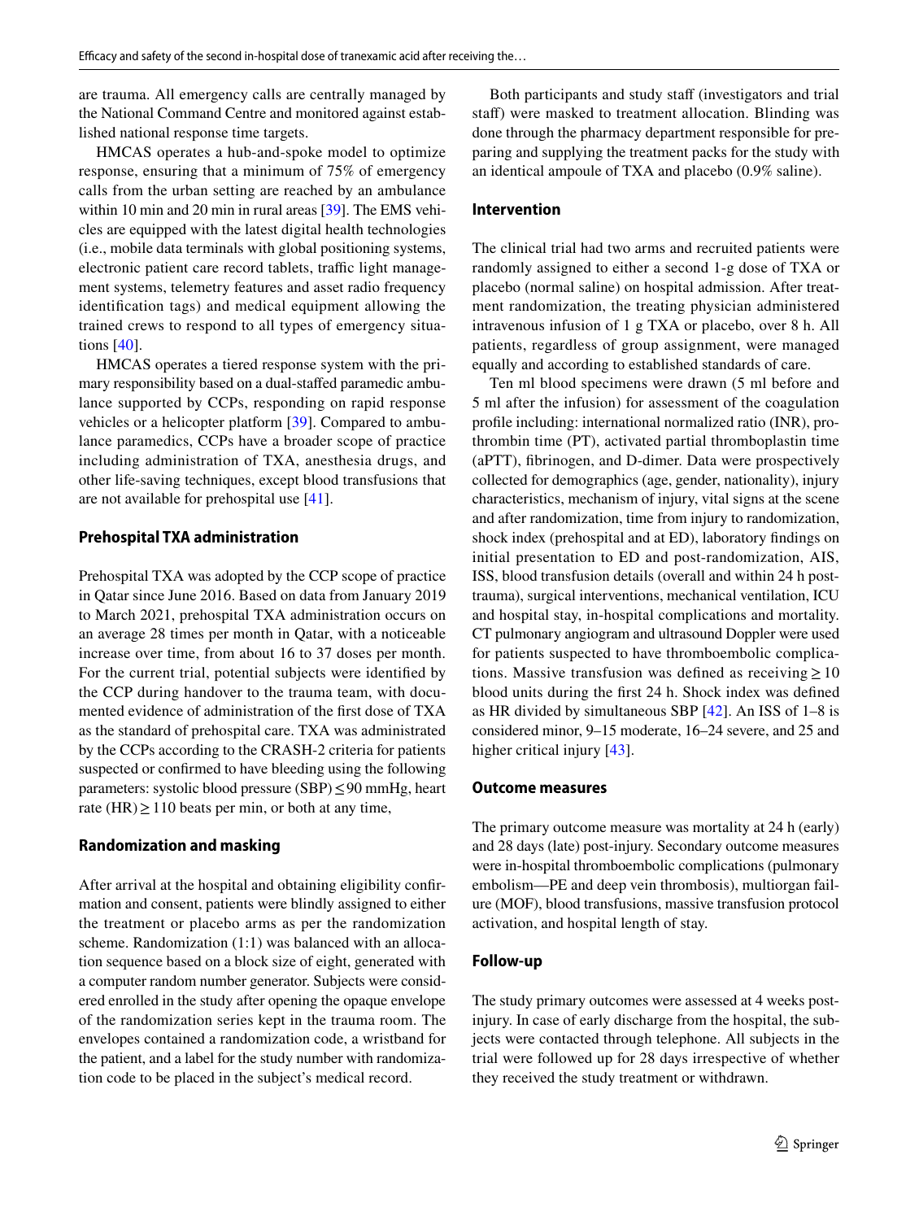are trauma. All emergency calls are centrally managed by the National Command Centre and monitored against established national response time targets.

HMCAS operates a hub-and-spoke model to optimize response, ensuring that a minimum of 75% of emergency calls from the urban setting are reached by an ambulance within 10 min and 20 min in rural areas [39]. The EMS vehicles are equipped with the latest digital health technologies (i.e., mobile data terminals with global positioning systems, electronic patient care record tablets, traffic light management systems, telemetry features and asset radio frequency identification tags) and medical equipment allowing the trained crews to respond to all types of emergency situations [40].

HMCAS operates a tiered response system with the primary responsibility based on a dual-staffed paramedic ambulance supported by CCPs, responding on rapid response vehicles or a helicopter platform [39]. Compared to ambulance paramedics, CCPs have a broader scope of practice including administration of TXA, anesthesia drugs, and other life-saving techniques, except blood transfusions that are not available for prehospital use [41].

### Prehospital TXA administration

Prehospital TXA was adopted by the CCP scope of practice in Qatar since June 2016. Based on data from January 2019 to March 2021, prehospital TXA administration occurs on an average 28 times per month in Qatar, with a noticeable increase over time, from about 16 to 37 doses per month. For the current trial, potential subjects were identified by the CCP during handover to the trauma team, with documented evidence of administration of the first dose of TXA as the standard of prehospital care. TXA was administrated by the CCPs according to the CRASH-2 criteria for patients suspected or confirmed to have bleeding using the following parameters: systolic blood pressure (SBP) $\leq 90$ mmHg, heart rate (HR) $\geq 110$ beats per min, or both at any time,

### Randomization and masking

After arrival at the hospital and obtaining eligibility confirmation and consent, patients were blindly assigned to either the treatment or placebo arms as per the randomization scheme. Randomization (1:1) was balanced with an allocation sequence based on a block size of eight, generated with a computer random number generator. Subjects were considered enrolled in the study after opening the opaque envelope of the randomization series kept in the trauma room. The envelopes contained a randomization code, a wristband for the patient, and a label for the study number with randomization code to be placed in the subject's medical record.

Both participants and study staff (investigators and trial staff) were masked to treatment allocation. Blinding was done through the pharmacy department responsible for preparing and supplying the treatment packs for the study with an identical ampoule of TXA and placebo (0.9% saline).

### Intervention

The clinical trial had two arms and recruited patients were randomly assigned to either a second 1-g dose of TXA or placebo (normal saline) on hospital admission. After treatment randomization, the treating physician administered intravenous infusion of 1 g TXA or placebo, over 8 h. All patients, regardless of group assignment, were managed equally and according to established standards of care.

Ten ml blood specimens were drawn (5 ml before and 5 ml after the infusion) for assessment of the coagulation profile including: international normalized ratio (INR), prothrombin time (PT), activated partial thromboplastin time (aPTT), fibrinogen, and D-dimer. Data were prospectively collected for demographics (age, gender, nationality), injury characteristics, mechanism of injury, vital signs at the scene and after randomization, time from injury to randomization, shock index (prehospital and at ED), laboratory findings on initial presentation to ED and post-randomization, AIS, ISS, blood transfusion details (overall and within 24 h post-trauma), surgical interventions, mechanical ventilation, ICU and hospital stay, in-hospital complications and mortality. CT pulmonary angiogram and ultrasound Doppler were used for patients suspected to have thromboembolic complications. Massive transfusion was defined as receiving $\geq 10$ blood units during the first 24 h. Shock index was defined as HR divided by simultaneous SBP [42]. An ISS of 1–8 is considered minor, 9–15 moderate, 16–24 severe, and 25 and higher critical injury [43].

### Outcome measures

The primary outcome measure was mortality at 24 h (early) and 28 days (late) post-injury. Secondary outcome measures were in-hospital thromboembolic complications (pulmonary embolism—PE and deep vein thrombosis), multiorgan failure (MOF), blood transfusions, massive transfusion protocol activation, and hospital length of stay.

### Follow-up

The study primary outcomes were assessed at 4 weeks post-injury. In case of early discharge from the hospital, the subjects were contacted through telephone. All subjects in the trial were followed up for 28 days irrespective of whether they received the study treatment or withdrawn.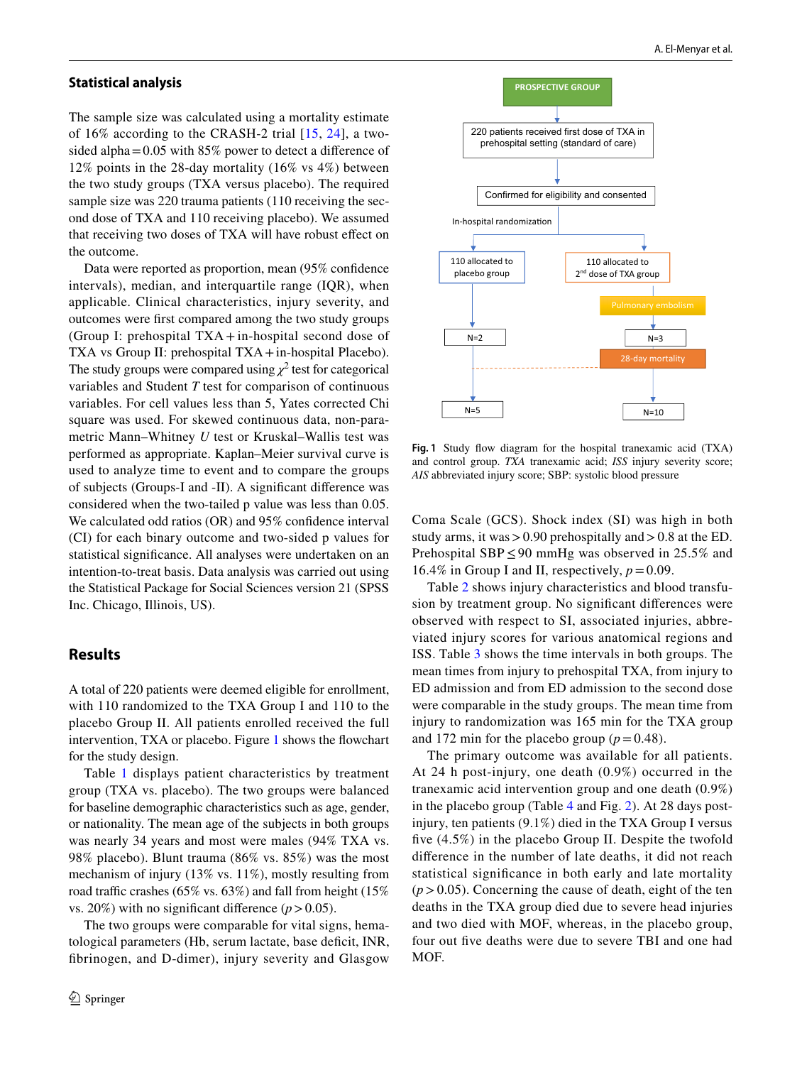## Statistical analysis

The sample size was calculated using a mortality estimate of 16% according to the CRASH-2 trial [15, 24], a two-sided alpha = 0.05 with 85% power to detect a difference of 12% points in the 28-day mortality (16% vs 4%) between the two study groups (TXA versus placebo). The required sample size was 220 trauma patients (110 receiving the second dose of TXA and 110 receiving placebo). We assumed that receiving two doses of TXA will have robust effect on the outcome.

Data were reported as proportion, mean (95% confidence intervals), median, and interquartile range (IQR), when applicable. Clinical characteristics, injury severity, and outcomes were first compared among the two study groups (Group I: prehospital TXA + in-hospital second dose of TXA vs Group II: prehospital TXA + in-hospital Placebo). The study groups were compared using $\chi^2$ test for categorical variables and Student *T* test for comparison of continuous variables. For cell values less than 5, Yates corrected Chi square was used. For skewed continuous data, non-parametric Mann–Whitney *U* test or Kruskal–Wallis test was performed as appropriate. Kaplan–Meier survival curve is used to analyze time to event and to compare the groups of subjects (Groups-I and -II). A significant difference was considered when the two-tailed p value was less than 0.05. We calculated odd ratios (OR) and 95% confidence interval (CI) for each binary outcome and two-sided p values for statistical significance. All analyses were undertaken on an intention-to-treat basis. Data analysis was carried out using the Statistical Package for Social Sciences version 21 (SPSS Inc. Chicago, Illinois, US).

## Results

A total of 220 patients were deemed eligible for enrollment, with 110 randomized to the TXA Group I and 110 to the placebo Group II. All patients enrolled received the full intervention, TXA or placebo. Figure 1 shows the flowchart for the study design.

Table 1 displays patient characteristics by treatment group (TXA vs. placebo). The two groups were balanced for baseline demographic characteristics such as age, gender, or nationality. The mean age of the subjects in both groups was nearly 34 years and most were males (94% TXA vs. 98% placebo). Blunt trauma (86% vs. 85%) was the most mechanism of injury (13% vs. 11%), mostly resulting from road traffic crashes (65% vs. 63%) and fall from height (15% vs. 20%) with no significant difference ($p > 0.05$).

The two groups were comparable for vital signs, hematological parameters (Hb, serum lactate, base deficit, INR, fibrinogen, and D-dimer), injury severity and Glasgow

PROSPECTIVE GROUP

220 patients received first dose of TXA in prehospital setting (standard of care)

Confirmed for eligibility and consented

In-hospital randomization

110 allocated to placebo group

110 allocated to 2nd dose of TXA group

Pulmonary embolism

N=2

N=3

28-day mortality

N=5

N=10

**Fig. 1** Study flow diagram for the hospital tranexamic acid (TXA) and control group. *TXA* tranexamic acid; *ISS* injury severity score; *AIS* abbreviated injury score; SBP: systolic blood pressure

Coma Scale (GCS). Shock index (SI) was high in both study arms, it was > 0.90 prehospitally and > 0.8 at the ED. Prehospital SBP ≤ 90 mmHg was observed in 25.5% and 16.4% in Group I and II, respectively, $p = 0.09$.

Table 2 shows injury characteristics and blood transfusion by treatment group. No significant differences were observed with respect to SI, associated injuries, abbreviated injury scores for various anatomical regions and ISS. Table 3 shows the time intervals in both groups. The mean times from injury to prehospital TXA, from injury to ED admission and from ED admission to the second dose were comparable in the study groups. The mean time from injury to randomization was 165 min for the TXA group and 172 min for the placebo group ($p = 0.48$).

The primary outcome was available for all patients. At 24 h post-injury, one death (0.9%) occurred in the tranexamic acid intervention group and one death (0.9%) in the placebo group (Table 4 and Fig. 2). At 28 days post-injury, ten patients (9.1%) died in the TXA Group I versus five (4.5%) in the placebo Group II. Despite the twofold difference in the number of late deaths, it did not reach statistical significance in both early and late mortality ($p > 0.05$). Concerning the cause of death, eight of the ten deaths in the TXA group died due to severe head injuries and two died with MOF, whereas, in the placebo group, four out five deaths were due to severe TBI and one had MOF.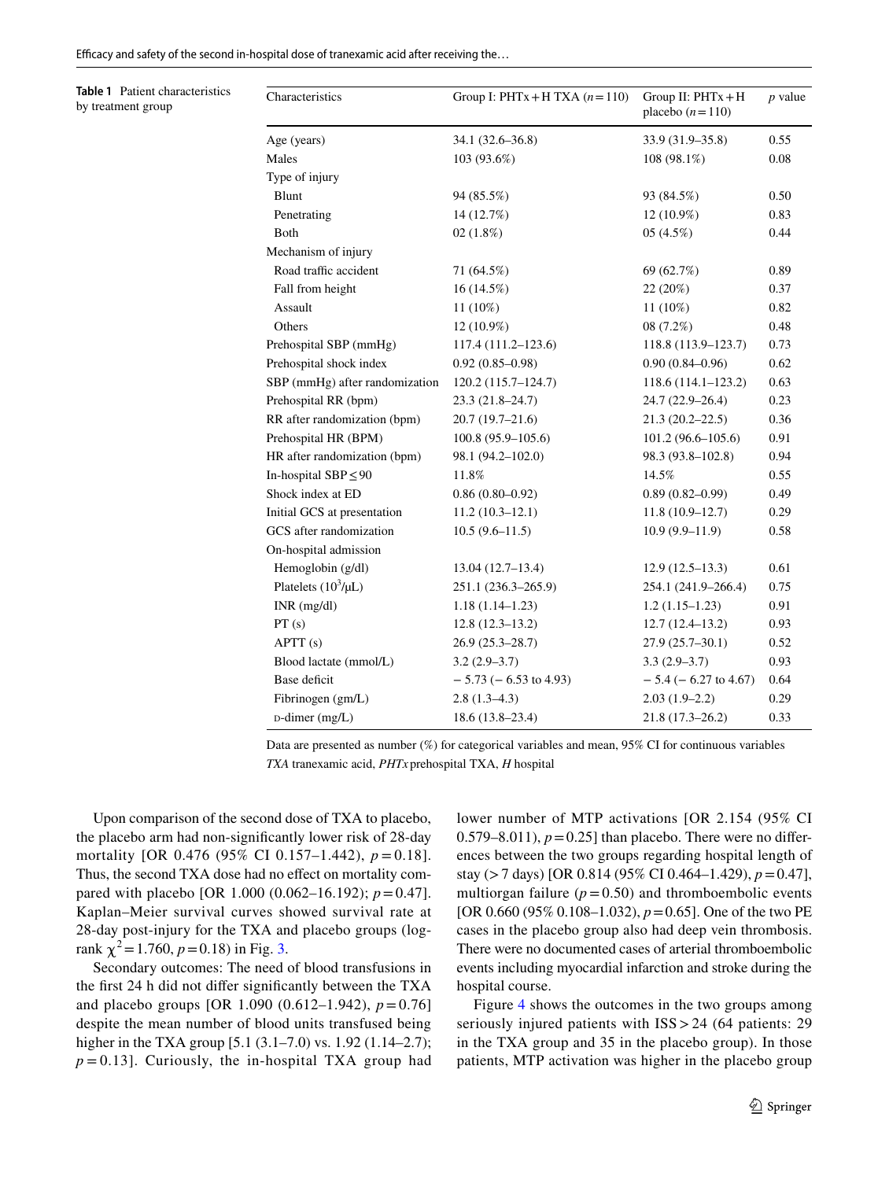**Table 1** Patient characteristics by treatment group

| Characteristics | Group I: PHTx + H TXA ($n = 110$) | Group II: PHTx + H placebo ($n = 110$) | *p* value |
|---|---|---|---|
| Age (years) | 34.1 (32.6–36.8) | 33.9 (31.9–35.8) | 0.55 |
| Males | 103 (93.6%) | 108 (98.1%) | 0.08 |
| Type of injury | | | |
| Blunt | 94 (85.5%) | 93 (84.5%) | 0.50 |
| Penetrating | 14 (12.7%) | 12 (10.9%) | 0.83 |
| Both | 02 (1.8%) | 05 (4.5%) | 0.44 |
| Mechanism of injury | | | |
| Road traffic accident | 71 (64.5%) | 69 (62.7%) | 0.89 |
| Fall from height | 16 (14.5%) | 22 (20%) | 0.37 |
| Assault | 11 (10%) | 11 (10%) | 0.82 |
| Others | 12 (10.9%) | 08 (7.2%) | 0.48 |
| Prehospital SBP (mmHg) | 117.4 (111.2–123.6) | 118.8 (113.9–123.7) | 0.73 |
| Prehospital shock index | 0.92 (0.85–0.98) | 0.90 (0.84–0.96) | 0.62 |
| SBP (mmHg) after randomization | 120.2 (115.7–124.7) | 118.6 (114.1–123.2) | 0.63 |
| Prehospital RR (bpm) | 23.3 (21.8–24.7) | 24.7 (22.9–26.4) | 0.23 |
| RR after randomization (bpm) | 20.7 (19.7–21.6) | 21.3 (20.2–22.5) | 0.36 |
| Prehospital HR (BPM) | 100.8 (95.9–105.6) | 101.2 (96.6–105.6) | 0.91 |
| HR after randomization (bpm) | 98.1 (94.2–102.0) | 98.3 (93.8–102.8) | 0.94 |
| In-hospital SBP ≤ 90 | 11.8% | 14.5% | 0.55 |
| Shock index at ED | 0.86 (0.80–0.92) | 0.89 (0.82–0.99) | 0.49 |
| Initial GCS at presentation | 11.2 (10.3–12.1) | 11.8 (10.9–12.7) | 0.29 |
| GCS after randomization | 10.5 (9.6–11.5) | 10.9 (9.9–11.9) | 0.58 |
| On-hospital admission | | | |
| Hemoglobin (g/dl) | 13.04 (12.7–13.4) | 12.9 (12.5–13.3) | 0.61 |
| Platelets ($10^3$/μL) | 251.1 (236.3–265.9) | 254.1 (241.9–266.4) | 0.75 |
| INR (mg/dl) | 1.18 (1.14–1.23) | 1.2 (1.15–1.23) | 0.91 |
| PT (s) | 12.8 (12.3–13.2) | 12.7 (12.4–13.2) | 0.93 |
| APTT (s) | 26.9 (25.3–28.7) | 27.9 (25.7–30.1) | 0.52 |
| Blood lactate (mmol/L) | 3.2 (2.9–3.7) | 3.3 (2.9–3.7) | 0.93 |
| Base deficit | − 5.73 (− 6.53 to 4.93) | − 5.4 (− 6.27 to 4.67) | 0.64 |
| Fibrinogen (gm/L) | 2.8 (1.3–4.3) | 2.03 (1.9–2.2) | 0.29 |
| D-dimer (mg/L) | 18.6 (13.8–23.4) | 21.8 (17.3–26.2) | 0.33 |

Data are presented as number (%) for categorical variables and mean, 95% CI for continuous variables

*TXA* tranexamic acid, *PHTx* prehospital TXA, *H* hospital

Upon comparison of the second dose of TXA to placebo, the placebo arm had non-significantly lower risk of 28-day mortality [OR 0.476 (95% CI 0.157–1.442), $p = 0.18$]. Thus, the second TXA dose had no effect on mortality compared with placebo [OR 1.000 (0.062–16.192); $p = 0.47$]. Kaplan–Meier survival curves showed survival rate at 28-day post-injury for the TXA and placebo groups (log-rank $\chi^2 = 1.760$, $p = 0.18$) in Fig. 3.

Secondary outcomes: The need of blood transfusions in the first 24 h did not differ significantly between the TXA and placebo groups [OR 1.090 (0.612–1.942), $p = 0.76$] despite the mean number of blood units transfused being higher in the TXA group [5.1 (3.1–7.0) vs. 1.92 (1.14–2.7); $p = 0.13$]. Curiously, the in-hospital TXA group had lower number of MTP activations [OR 2.154 (95% CI 0.579–8.011), $p = 0.25$] than placebo. There were no differences between the two groups regarding hospital length of stay (> 7 days) [OR 0.814 (95% CI 0.464–1.429), $p = 0.47$], multiorgan failure ($p = 0.50$) and thromboembolic events [OR 0.660 (95% 0.108–1.032), $p = 0.65$]. One of the two PE cases in the placebo group also had deep vein thrombosis. There were no documented cases of arterial thromboembolic events including myocardial infarction and stroke during the hospital course.

Figure 4 shows the outcomes in the two groups among seriously injured patients with ISS > 24 (64 patients: 29 in the TXA group and 35 in the placebo group). In those patients, MTP activation was higher in the placebo group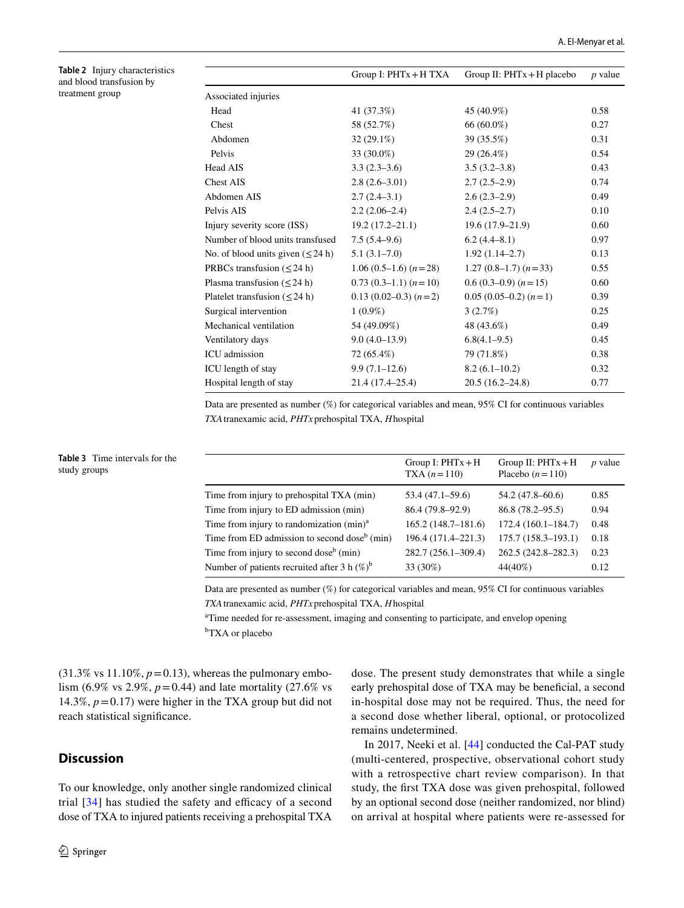**Table 2** Injury characteristics and blood transfusion by treatment group

| | Group I: PHTx + H TXA | Group II: PHTx + H placebo | *p* value |
|---|---|---|---|
| Associated injuries | | | |
| Head | 41 (37.3%) | 45 (40.9%) | 0.58 |
| Chest | 58 (52.7%) | 66 (60.0%) | 0.27 |
| Abdomen | 32 (29.1%) | 39 (35.5%) | 0.31 |
| Pelvis | 33 (30.0%) | 29 (26.4%) | 0.54 |
| Head AIS | 3.3 (2.3–3.6) | 3.5 (3.2–3.8) | 0.43 |
| Chest AIS | 2.8 (2.6–3.01) | 2.7 (2.5–2.9) | 0.74 |
| Abdomen AIS | 2.7 (2.4–3.1) | 2.6 (2.3–2.9) | 0.49 |
| Pelvis AIS | 2.2 (2.06–2.4) | 2.4 (2.5–2.7) | 0.10 |
| Injury severity score (ISS) | 19.2 (17.2–21.1) | 19.6 (17.9–21.9) | 0.60 |
| Number of blood units transfused | 7.5 (5.4–9.6) | 6.2 (4.4–8.1) | 0.97 |
| No. of blood units given (≤ 24 h) | 5.1 (3.1–7.0) | 1.92 (1.14–2.7) | 0.13 |
| PRBCs transfusion (≤ 24 h) | 1.06 (0.5–1.6) ($n$ = 28) | 1.27 (0.8–1.7) ($n$ = 33) | 0.55 |
| Plasma transfusion (≤ 24 h) | 0.73 (0.3–1.1) ($n$ = 10) | 0.6 (0.3–0.9) ($n$ = 15) | 0.60 |
| Platelet transfusion (≤ 24 h) | 0.13 (0.02–0.3) ($n$ = 2) | 0.05 (0.05–0.2) ($n$ = 1) | 0.39 |
| Surgical intervention | 1 (0.9%) | 3 (2.7%) | 0.25 |
| Mechanical ventilation | 54 (49.09%) | 48 (43.6%) | 0.49 |
| Ventilatory days | 9.0 (4.0–13.9) | 6.8(4.1–9.5) | 0.45 |
| ICU admission | 72 (65.4%) | 79 (71.8%) | 0.38 |
| ICU length of stay | 9.9 (7.1–12.6) | 8.2 (6.1–10.2) | 0.32 |
| Hospital length of stay | 21.4 (17.4–25.4) | 20.5 (16.2–24.8) | 0.77 |

Data are presented as number (%) for categorical variables and mean, 95% CI for continuous variables

*TXA* tranexamic acid, *PHTx* prehospital TXA, *H* hospital

**Table 3** Time intervals for the study groups

| | Group I: PHTx + H TXA ($n$ = 110) | Group II: PHTx + H Placebo ($n$ = 110) | *p* value |
|---|---|---|---|
| Time from injury to prehospital TXA (min) | 53.4 (47.1–59.6) | 54.2 (47.8–60.6) | 0.85 |
| Time from injury to ED admission (min) | 86.4 (79.8–92.9) | 86.8 (78.2–95.5) | 0.94 |
| Time from injury to randomization (min)[a] | 165.2 (148.7–181.6) | 172.4 (160.1–184.7) | 0.48 |
| Time from ED admission to second dose[b] (min) | 196.4 (171.4–221.3) | 175.7 (158.3–193.1) | 0.18 |
| Time from injury to second dose[b] (min) | 282.7 (256.1–309.4) | 262.5 (242.8–282.3) | 0.23 |
| Number of patients recruited after 3 h (%)[b] | 33 (30%) | 44(40%) | 0.12 |

Data are presented as number (%) for categorical variables and mean, 95% CI for continuous variables

*TXA* tranexamic acid, *PHTx* prehospital TXA, *H* hospital

[a]Time needed for re-assessment, imaging and consenting to participate, and envelop opening

[b]TXA or placebo

(31.3% vs 11.10%, $p = 0.13$), whereas the pulmonary embolism (6.9% vs 2.9%, $p = 0.44$) and late mortality (27.6% vs 14.3%, $p = 0.17$) were higher in the TXA group but did not reach statistical significance.

## Discussion

To our knowledge, only another single randomized clinical trial [34] has studied the safety and efficacy of a second dose of TXA to injured patients receiving a prehospital TXA dose. The present study demonstrates that while a single early prehospital dose of TXA may be beneficial, a second in-hospital dose may not be required. Thus, the need for a second dose whether liberal, optional, or protocolized remains undetermined.

In 2017, Neeki et al. [44] conducted the Cal-PAT study (multi-centered, prospective, observational cohort study with a retrospective chart review comparison). In that study, the first TXA dose was given prehospital, followed by an optional second dose (neither randomized, nor blind) on arrival at hospital where patients were re-assessed for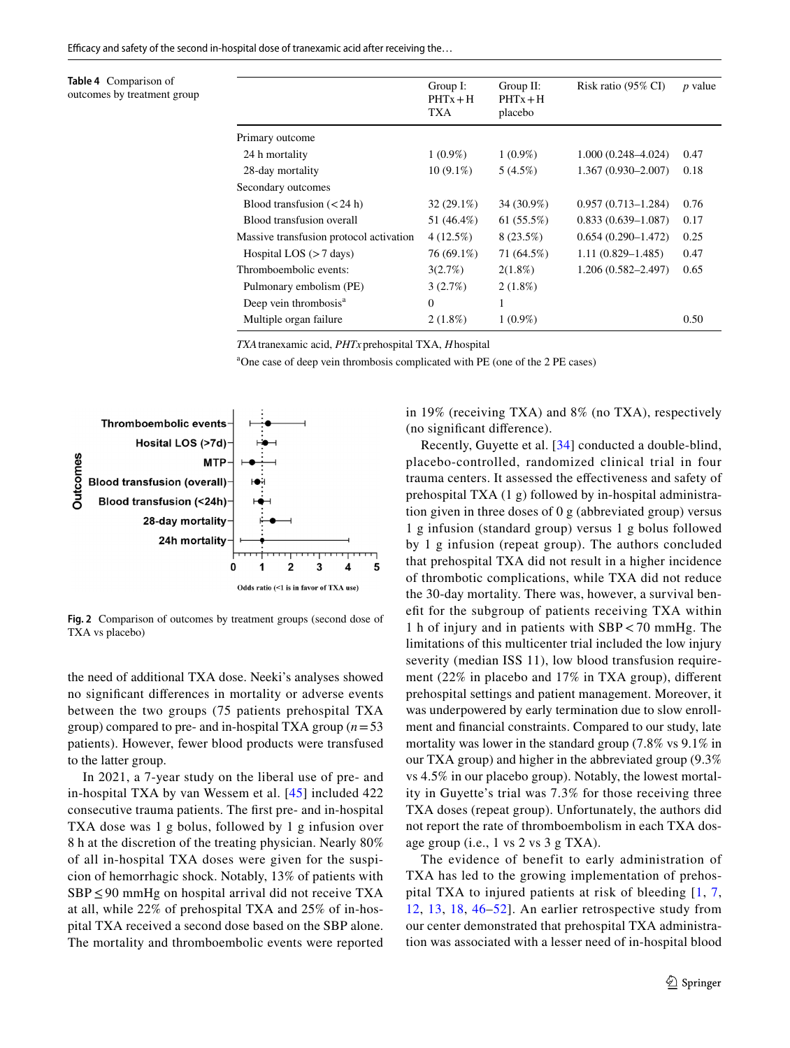**Table 4** Comparison of outcomes by treatment group

| | Group I: PHTx + H TXA | Group II: PHTx + H placebo | Risk ratio (95% CI) | *p* value |
|---|---|---|---|---|
| Primary outcome | | | | |
| 24 h mortality | 1 (0.9%) | 1 (0.9%) | 1.000 (0.248–4.024) | 0.47 |
| 28-day mortality | 10 (9.1%) | 5 (4.5%) | 1.367 (0.930–2.007) | 0.18 |
| Secondary outcomes | | | | |
| Blood transfusion (< 24 h) | 32 (29.1%) | 34 (30.9%) | 0.957 (0.713–1.284) | 0.76 |
| Blood transfusion overall | 51 (46.4%) | 61 (55.5%) | 0.833 (0.639–1.087) | 0.17 |
| Massive transfusion protocol activation | 4 (12.5%) | 8 (23.5%) | 0.654 (0.290–1.472) | 0.25 |
| Hospital LOS (> 7 days) | 76 (69.1%) | 71 (64.5%) | 1.11 (0.829–1.485) | 0.47 |
| Thromboembolic events: | 3(2.7%) | 2(1.8%) | 1.206 (0.582–2.497) | 0.65 |
| Pulmonary embolism (PE) | 3 (2.7%) | 2 (1.8%) | | |
| Deep vein thrombosis[a] | 0 | 1 | | |
| Multiple organ failure | 2 (1.8%) | 1 (0.9%) | | 0.50 |

*TXA* tranexamic acid, *PHTx* prehospital TXA, *H* hospital

[a]One case of deep vein thrombosis complicated with PE (one of the 2 PE cases)

Outcomes
Thromboembolic events
Hosital LOS (>7d)
MTP
Blood transfusion (overall)
Blood transfusion (<24h)
28-day mortality
24h mortality
0 1 2 3 4 5
Odds ratio (<1 is in favor of TXA use)

**Fig. 2** Comparison of outcomes by treatment groups (second dose of TXA vs placebo)

the need of additional TXA dose. Neeki's analyses showed no significant differences in mortality or adverse events between the two groups (75 patients prehospital TXA group) compared to pre- and in-hospital TXA group ($n = 53$ patients). However, fewer blood products were transfused to the latter group.

In 2021, a 7-year study on the liberal use of pre- and in-hospital TXA by van Wessem et al. [45] included 422 consecutive trauma patients. The first pre- and in-hospital TXA dose was 1 g bolus, followed by 1 g infusion over 8 h at the discretion of the treating physician. Nearly 80% of all in-hospital TXA doses were given for the suspicion of hemorrhagic shock. Notably, 13% of patients with SBP ≤ 90 mmHg on hospital arrival did not receive TXA at all, while 22% of prehospital TXA and 25% of in-hospital TXA received a second dose based on the SBP alone. The mortality and thromboembolic events were reported in 19% (receiving TXA) and 8% (no TXA), respectively (no significant difference).

Recently, Guyette et al. [34] conducted a double-blind, placebo-controlled, randomized clinical trial in four trauma centers. It assessed the effectiveness and safety of prehospital TXA (1 g) followed by in-hospital administration given in three doses of 0 g (abbreviated group) versus 1 g infusion (standard group) versus 1 g bolus followed by 1 g infusion (repeat group). The authors concluded that prehospital TXA did not result in a higher incidence of thrombotic complications, while TXA did not reduce the 30-day mortality. There was, however, a survival benefit for the subgroup of patients receiving TXA within 1 h of injury and in patients with SBP < 70 mmHg. The limitations of this multicenter trial included the low injury severity (median ISS 11), low blood transfusion requirement (22% in placebo and 17% in TXA group), different prehospital settings and patient management. Moreover, it was underpowered by early termination due to slow enrollment and financial constraints. Compared to our study, late mortality was lower in the standard group (7.8% vs 9.1% in our TXA group) and higher in the abbreviated group (9.3% vs 4.5% in our placebo group). Notably, the lowest mortality in Guyette's trial was 7.3% for those receiving three TXA doses (repeat group). Unfortunately, the authors did not report the rate of thromboembolism in each TXA dosage group (i.e., 1 vs 2 vs 3 g TXA).

The evidence of benefit to early administration of TXA has led to the growing implementation of prehospital TXA to injured patients at risk of bleeding [1, 7, 12, 13, 18, 46–52]. An earlier retrospective study from our center demonstrated that prehospital TXA administration was associated with a lesser need of in-hospital blood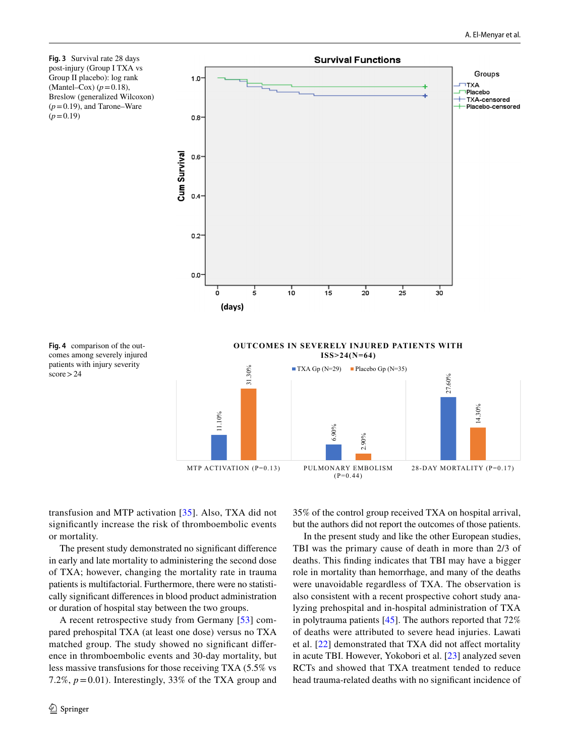**Fig. 3** Survival rate 28 days post-injury (Group I TXA vs Group II placebo): log rank (Mantel–Cox) ($p=0.18$), Breslow (generalized Wilcoxon) ($p=0.19$), and Tarone–Ware ($p=0.19$)

Survival Functions

Groups
TXA
Placebo
TXA-censored
Placebo-censored

Cum Survival

1.0
0.8
0.6
0.4
0.2
0.0

0
5
10
15
20
25
30

(days)

**Fig. 4** comparison of the outcomes among severely injured patients with injury severity score > 24

OUTCOMES IN SEVERELY INJURED PATIENTS WITH ISS>24(N=64)

TXA Gp (N=29)
Placebo Gp (N=35)

11.10%
31.30%
MTP ACTIVATION (P=0.13)

6.90%
2.90%
PULMONARY EMBOLISM (P=0.44)

27.60%
14.30%
28-DAY MORTALITY (P=0.17)

transfusion and MTP activation [35]. Also, TXA did not significantly increase the risk of thromboembolic events or mortality.

The present study demonstrated no significant difference in early and late mortality to administering the second dose of TXA; however, changing the mortality rate in trauma patients is multifactorial. Furthermore, there were no statistically significant differences in blood product administration or duration of hospital stay between the two groups.

A recent retrospective study from Germany [53] compared prehospital TXA (at least one dose) versus no TXA matched group. The study showed no significant difference in thromboembolic events and 30-day mortality, but less massive transfusions for those receiving TXA (5.5% vs 7.2%, $p=0.01$). Interestingly, 33% of the TXA group and 35% of the control group received TXA on hospital arrival, but the authors did not report the outcomes of those patients.

In the present study and like the other European studies, TBI was the primary cause of death in more than 2/3 of deaths. This finding indicates that TBI may have a bigger role in mortality than hemorrhage, and many of the deaths were unavoidable regardless of TXA. The observation is also consistent with a recent prospective cohort study analyzing prehospital and in-hospital administration of TXA in polytrauma patients [45]. The authors reported that 72% of deaths were attributed to severe head injuries. Lawati et al. [22] demonstrated that TXA did not affect mortality in acute TBI. However, Yokobori et al. [23] analyzed seven RCTs and showed that TXA treatment tended to reduce head trauma-related deaths with no significant incidence of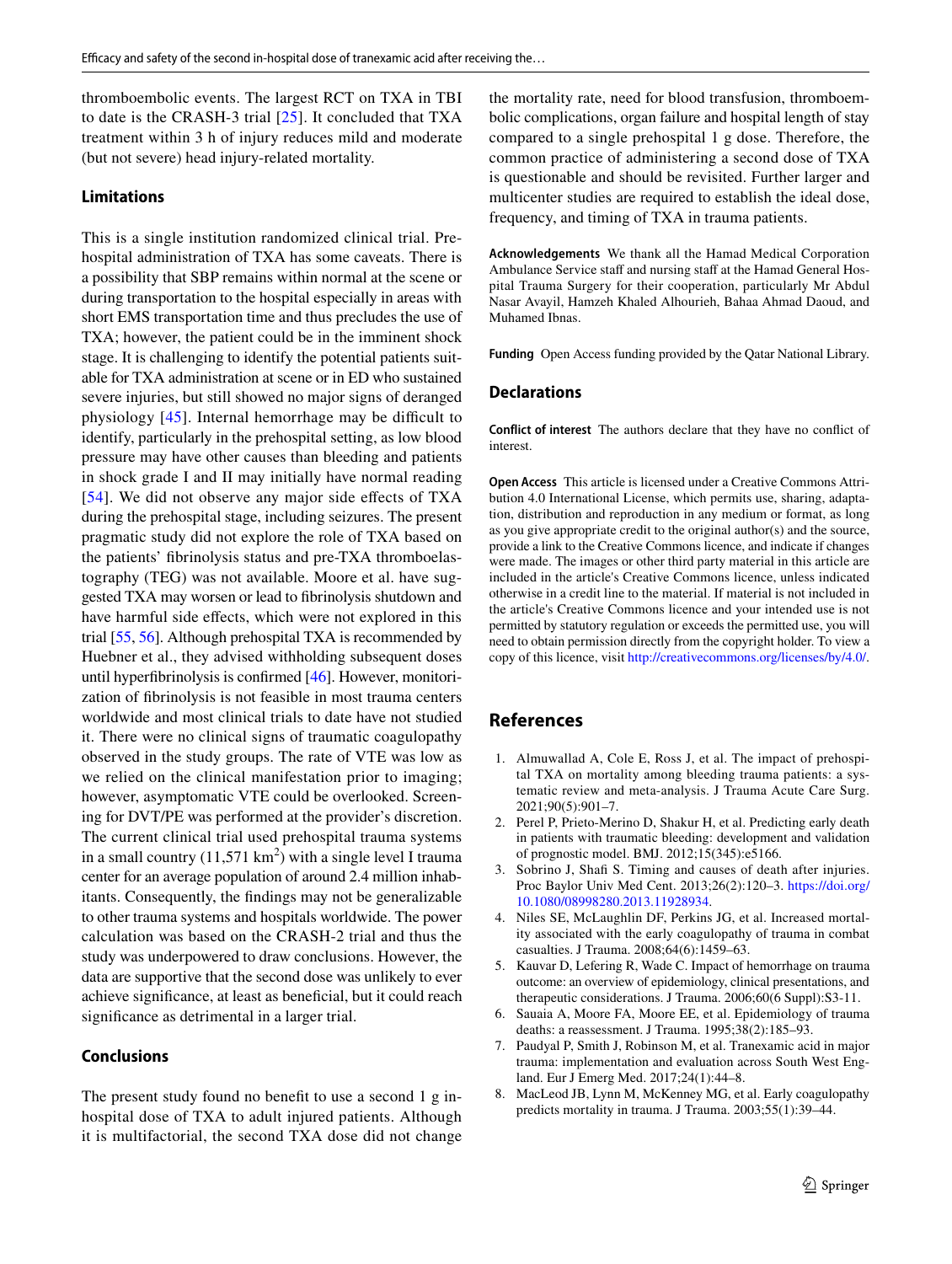thromboembolic events. The largest RCT on TXA in TBI to date is the CRASH-3 trial [25]. It concluded that TXA treatment within 3 h of injury reduces mild and moderate (but not severe) head injury-related mortality.

## Limitations

This is a single institution randomized clinical trial. Prehospital administration of TXA has some caveats. There is a possibility that SBP remains within normal at the scene or during transportation to the hospital especially in areas with short EMS transportation time and thus precludes the use of TXA; however, the patient could be in the imminent shock stage. It is challenging to identify the potential patients suitable for TXA administration at scene or in ED who sustained severe injuries, but still showed no major signs of deranged physiology [45]. Internal hemorrhage may be difficult to identify, particularly in the prehospital setting, as low blood pressure may have other causes than bleeding and patients in shock grade I and II may initially have normal reading [54]. We did not observe any major side effects of TXA during the prehospital stage, including seizures. The present pragmatic study did not explore the role of TXA based on the patients' fibrinolysis status and pre-TXA thromboelastography (TEG) was not available. Moore et al. have suggested TXA may worsen or lead to fibrinolysis shutdown and have harmful side effects, which were not explored in this trial [55, 56]. Although prehospital TXA is recommended by Huebner et al., they advised withholding subsequent doses until hyperfibrinolysis is confirmed [46]. However, monitorization of fibrinolysis is not feasible in most trauma centers worldwide and most clinical trials to date have not studied it. There were no clinical signs of traumatic coagulopathy observed in the study groups. The rate of VTE was low as we relied on the clinical manifestation prior to imaging; however, asymptomatic VTE could be overlooked. Screening for DVT/PE was performed at the provider's discretion. The current clinical trial used prehospital trauma systems in a small country (11,571 $km^2$) with a single level I trauma center for an average population of around 2.4 million inhabitants. Consequently, the findings may not be generalizable to other trauma systems and hospitals worldwide. The power calculation was based on the CRASH-2 trial and thus the study was underpowered to draw conclusions. However, the data are supportive that the second dose was unlikely to ever achieve significance, at least as beneficial, but it could reach significance as detrimental in a larger trial.

## Conclusions

The present study found no benefit to use a second 1 g in-hospital dose of TXA to adult injured patients. Although it is multifactorial, the second TXA dose did not change the mortality rate, need for blood transfusion, thromboembolic complications, organ failure and hospital length of stay compared to a single prehospital 1 g dose. Therefore, the common practice of administering a second dose of TXA is questionable and should be revisited. Further larger and multicenter studies are required to establish the ideal dose, frequency, and timing of TXA in trauma patients.

**Acknowledgements** We thank all the Hamad Medical Corporation Ambulance Service staff and nursing staff at the Hamad General Hospital Trauma Surgery for their cooperation, particularly Mr Abdul Nasar Avayil, Hamzeh Khaled Alhourieh, Bahaa Ahmad Daoud, and Muhamed Ibnas.

**Funding** Open Access funding provided by the Qatar National Library.

## Declarations

**Conflict of interest** The authors declare that they have no conflict of interest.

**Open Access** This article is licensed under a Creative Commons Attribution 4.0 International License, which permits use, sharing, adaptation, distribution and reproduction in any medium or format, as long as you give appropriate credit to the original author(s) and the source, provide a link to the Creative Commons licence, and indicate if changes were made. The images or other third party material in this article are included in the article's Creative Commons licence, unless indicated otherwise in a credit line to the material. If material is not included in the article's Creative Commons licence and your intended use is not permitted by statutory regulation or exceeds the permitted use, you will need to obtain permission directly from the copyright holder. To view a copy of this licence, visit http://creativecommons.org/licenses/by/4.0/.

## References

1. Almuwallad A, Cole E, Ross J, et al. The impact of prehospital TXA on mortality among bleeding trauma patients: a systematic review and meta-analysis. J Trauma Acute Care Surg. 2021;90(5):901–7.
2. Perel P, Prieto-Merino D, Shakur H, et al. Predicting early death in patients with traumatic bleeding: development and validation of prognostic model. BMJ. 2012;15(345):e5166.
3. Sobrino J, Shafi S. Timing and causes of death after injuries. Proc Baylor Univ Med Cent. 2013;26(2):120–3. https://doi.org/10.1080/08998280.2013.11928934.
4. Niles SE, McLaughlin DF, Perkins JG, et al. Increased mortality associated with the early coagulopathy of trauma in combat casualties. J Trauma. 2008;64(6):1459–63.
5. Kauvar D, Lefering R, Wade C. Impact of hemorrhage on trauma outcome: an overview of epidemiology, clinical presentations, and therapeutic considerations. J Trauma. 2006;60(6 Suppl):S3-11.
6. Sauaia A, Moore FA, Moore EE, et al. Epidemiology of trauma deaths: a reassessment. J Trauma. 1995;38(2):185–93.
7. Paudyal P, Smith J, Robinson M, et al. Tranexamic acid in major trauma: implementation and evaluation across South West England. Eur J Emerg Med. 2017;24(1):44–8.
8. MacLeod JB, Lynn M, McKenney MG, et al. Early coagulopathy predicts mortality in trauma. J Trauma. 2003;55(1):39–44.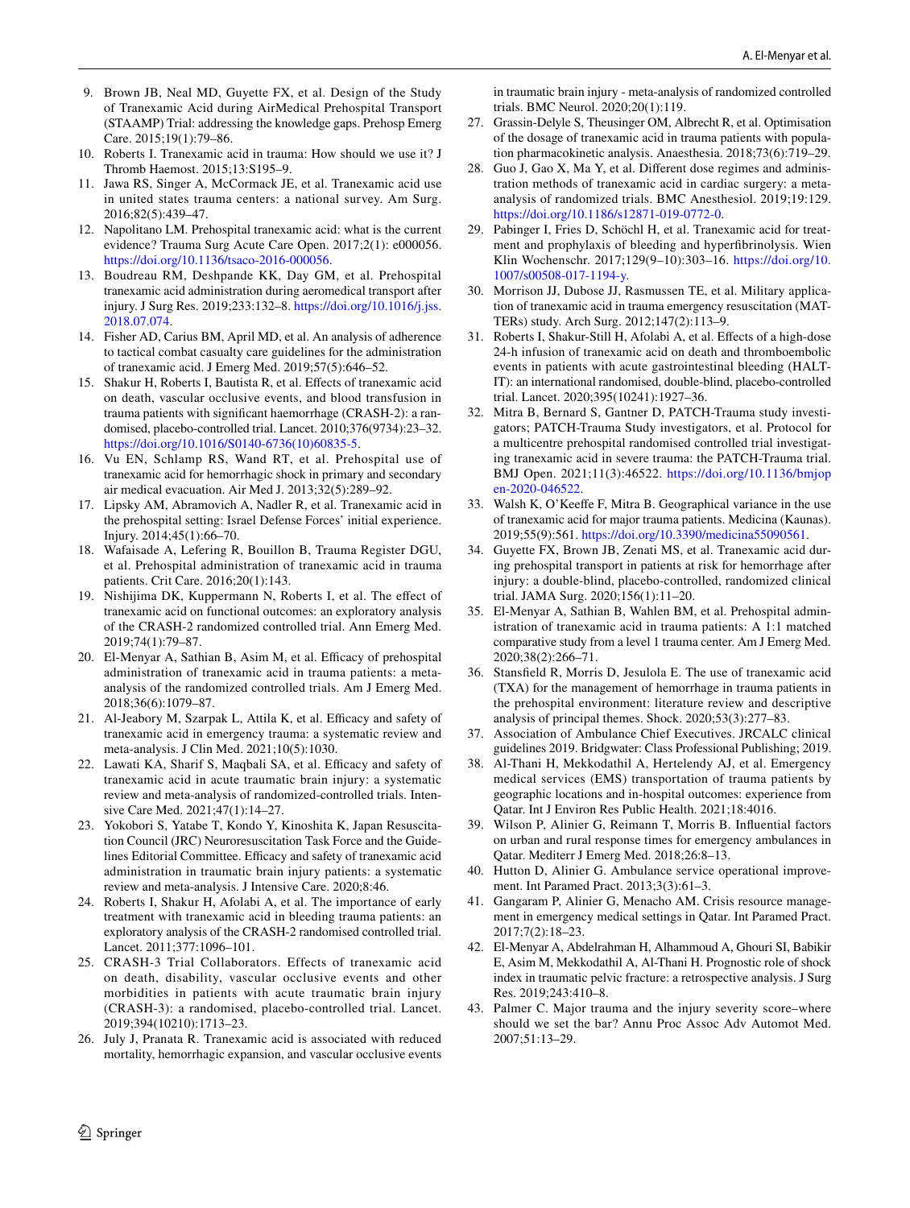9. Brown JB, Neal MD, Guyette FX, et al. Design of the Study of Tranexamic Acid during AirMedical Prehospital Transport (STAAMP) Trial: addressing the knowledge gaps. Prehosp Emerg Care. 2015;19(1):79–86.
10. Roberts I. Tranexamic acid in trauma: How should we use it? J Thromb Haemost. 2015;13:S195–9.
11. Jawa RS, Singer A, McCormack JE, et al. Tranexamic acid use in united states trauma centers: a national survey. Am Surg. 2016;82(5):439–47.
12. Napolitano LM. Prehospital tranexamic acid: what is the current evidence? Trauma Surg Acute Care Open. 2017;2(1): e000056. https://doi.org/10.1136/tsaco-2016-000056.
13. Boudreau RM, Deshpande KK, Day GM, et al. Prehospital tranexamic acid administration during aeromedical transport after injury. J Surg Res. 2019;233:132–8. https://doi.org/10.1016/j.jss.2018.07.074.
14. Fisher AD, Carius BM, April MD, et al. An analysis of adherence to tactical combat casualty care guidelines for the administration of tranexamic acid. J Emerg Med. 2019;57(5):646–52.
15. Shakur H, Roberts I, Bautista R, et al. Effects of tranexamic acid on death, vascular occlusive events, and blood transfusion in trauma patients with significant haemorrhage (CRASH-2): a randomised, placebo-controlled trial. Lancet. 2010;376(9734):23–32. https://doi.org/10.1016/S0140-6736(10)60835-5.
16. Vu EN, Schlamp RS, Wand RT, et al. Prehospital use of tranexamic acid for hemorrhagic shock in primary and secondary air medical evacuation. Air Med J. 2013;32(5):289–92.
17. Lipsky AM, Abramovich A, Nadler R, et al. Tranexamic acid in the prehospital setting: Israel Defense Forces' initial experience. Injury. 2014;45(1):66–70.
18. Wafaisade A, Lefering R, Bouillon B, Trauma Register DGU, et al. Prehospital administration of tranexamic acid in trauma patients. Crit Care. 2016;20(1):143.
19. Nishijima DK, Kuppermann N, Roberts I, et al. The effect of tranexamic acid on functional outcomes: an exploratory analysis of the CRASH-2 randomized controlled trial. Ann Emerg Med. 2019;74(1):79–87.
20. El-Menyar A, Sathian B, Asim M, et al. Efficacy of prehospital administration of tranexamic acid in trauma patients: a meta-analysis of the randomized controlled trials. Am J Emerg Med. 2018;36(6):1079–87.
21. Al-Jeabory M, Szarpak L, Attila K, et al. Efficacy and safety of tranexamic acid in emergency trauma: a systematic review and meta-analysis. J Clin Med. 2021;10(5):1030.
22. Lawati KA, Sharif S, Maqbali SA, et al. Efficacy and safety of tranexamic acid in acute traumatic brain injury: a systematic review and meta-analysis of randomized-controlled trials. Intensive Care Med. 2021;47(1):14–27.
23. Yokobori S, Yatabe T, Kondo Y, Kinoshita K, Japan Resuscitation Council (JRC) Neuroresuscitation Task Force and the Guidelines Editorial Committee. Efficacy and safety of tranexamic acid administration in traumatic brain injury patients: a systematic review and meta-analysis. J Intensive Care. 2020;8:46.
24. Roberts I, Shakur H, Afolabi A, et al. The importance of early treatment with tranexamic acid in bleeding trauma patients: an exploratory analysis of the CRASH-2 randomised controlled trial. Lancet. 2011;377:1096–101.
25. CRASH-3 Trial Collaborators. Effects of tranexamic acid on death, disability, vascular occlusive events and other morbidities in patients with acute traumatic brain injury (CRASH-3): a randomised, placebo-controlled trial. Lancet. 2019;394(10210):1713–23.
26. July J, Pranata R. Tranexamic acid is associated with reduced mortality, hemorrhagic expansion, and vascular occlusive events in traumatic brain injury - meta-analysis of randomized controlled trials. BMC Neurol. 2020;20(1):119.
27. Grassin-Delyle S, Theusinger OM, Albrecht R, et al. Optimisation of the dosage of tranexamic acid in trauma patients with population pharmacokinetic analysis. Anaesthesia. 2018;73(6):719–29.
28. Guo J, Gao X, Ma Y, et al. Different dose regimes and administration methods of tranexamic acid in cardiac surgery: a meta-analysis of randomized trials. BMC Anesthesiol. 2019;19:129. https://doi.org/10.1186/s12871-019-0772-0.
29. Pabinger I, Fries D, Schöchl H, et al. Tranexamic acid for treatment and prophylaxis of bleeding and hyperfibrinolysis. Wien Klin Wochenschr. 2017;129(9–10):303–16. https://doi.org/10.1007/s00508-017-1194-y.
30. Morrison JJ, Dubose JJ, Rasmussen TE, et al. Military application of tranexamic acid in trauma emergency resuscitation (MATTERs) study. Arch Surg. 2012;147(2):113–9.
31. Roberts I, Shakur-Still H, Afolabi A, et al. Effects of a high-dose 24-h infusion of tranexamic acid on death and thromboembolic events in patients with acute gastrointestinal bleeding (HALT-IT): an international randomised, double-blind, placebo-controlled trial. Lancet. 2020;395(10241):1927–36.
32. Mitra B, Bernard S, Gantner D, PATCH-Trauma study investigators; PATCH-Trauma Study investigators, et al. Protocol for a multicentre prehospital randomised controlled trial investigating tranexamic acid in severe trauma: the PATCH-Trauma trial. BMJ Open. 2021;11(3):46522. https://doi.org/10.1136/bmjopen-2020-046522.
33. Walsh K, O'Keeffe F, Mitra B. Geographical variance in the use of tranexamic acid for major trauma patients. Medicina (Kaunas). 2019;55(9):561. https://doi.org/10.3390/medicina55090561.
34. Guyette FX, Brown JB, Zenati MS, et al. Tranexamic acid during prehospital transport in patients at risk for hemorrhage after injury: a double-blind, placebo-controlled, randomized clinical trial. JAMA Surg. 2020;156(1):11–20.
35. El-Menyar A, Sathian B, Wahlen BM, et al. Prehospital administration of tranexamic acid in trauma patients: A 1:1 matched comparative study from a level 1 trauma center. Am J Emerg Med. 2020;38(2):266–71.
36. Stansfield R, Morris D, Jesulola E. The use of tranexamic acid (TXA) for the management of hemorrhage in trauma patients in the prehospital environment: literature review and descriptive analysis of principal themes. Shock. 2020;53(3):277–83.
37. Association of Ambulance Chief Executives. JRCALC clinical guidelines 2019. Bridgwater: Class Professional Publishing; 2019.
38. Al-Thani H, Mekkodathil A, Hertelendy AJ, et al. Emergency medical services (EMS) transportation of trauma patients by geographic locations and in-hospital outcomes: experience from Qatar. Int J Environ Res Public Health. 2021;18:4016.
39. Wilson P, Alinier G, Reimann T, Morris B. Influential factors on urban and rural response times for emergency ambulances in Qatar. Mediterr J Emerg Med. 2018;26:8–13.
40. Hutton D, Alinier G. Ambulance service operational improvement. Int Paramed Pract. 2013;3(3):61–3.
41. Gangaram P, Alinier G, Menacho AM. Crisis resource management in emergency medical settings in Qatar. Int Paramed Pract. 2017;7(2):18–23.
42. El-Menyar A, Abdelrahman H, Alhammoud A, Ghouri SI, Babikir E, Asim M, Mekkodathil A, Al-Thani H. Prognostic role of shock index in traumatic pelvic fracture: a retrospective analysis. J Surg Res. 2019;243:410–8.
43. Palmer C. Major trauma and the injury severity score–where should we set the bar? Annu Proc Assoc Adv Automot Med. 2007;51:13–29.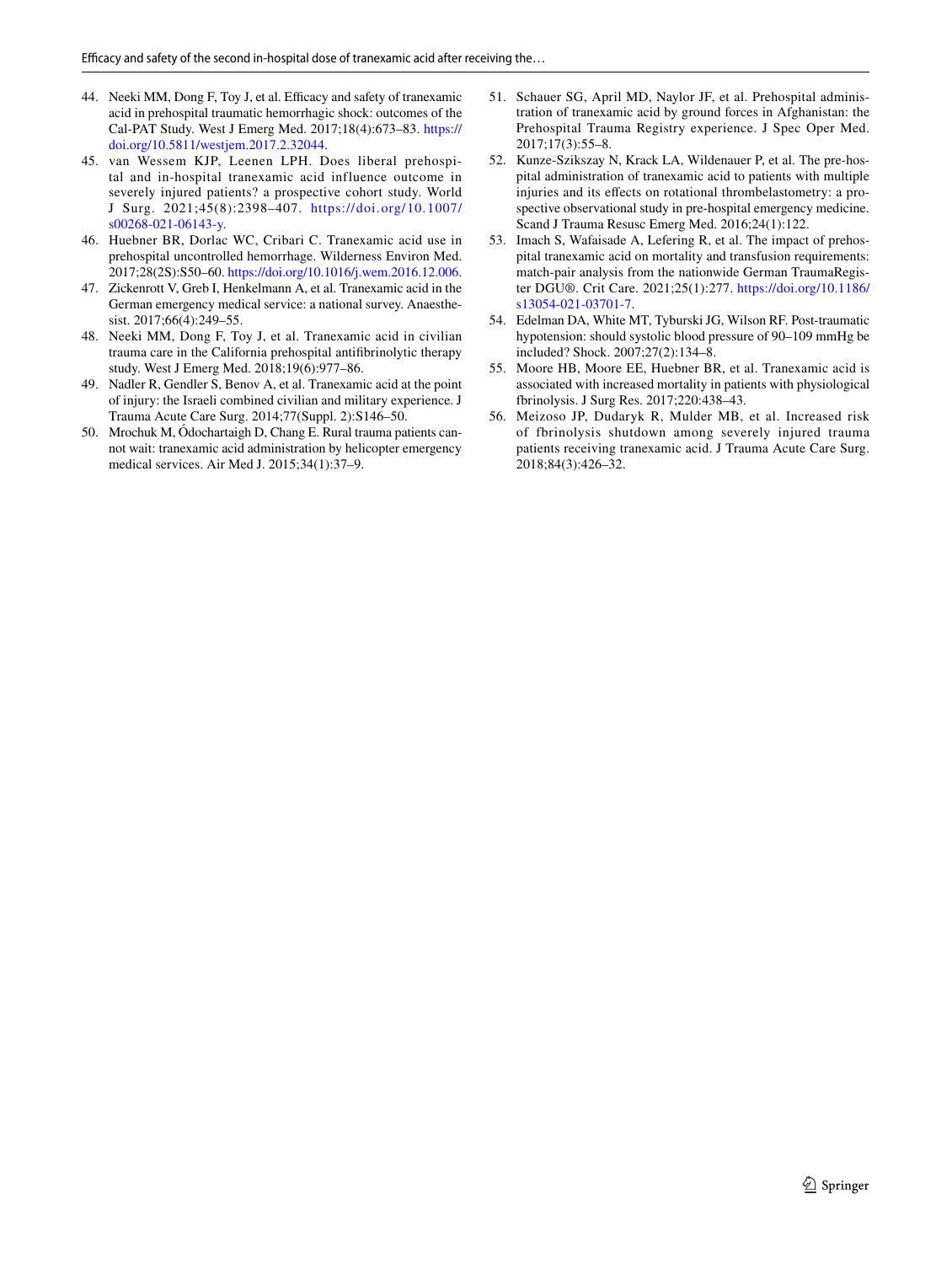44. Neeki MM, Dong F, Toy J, et al. Efficacy and safety of tranexamic acid in prehospital traumatic hemorrhagic shock: outcomes of the Cal-PAT Study. West J Emerg Med. 2017;18(4):673–83. https://doi.org/10.5811/westjem.2017.2.32044.
45. van Wessem KJP, Leenen LPH. Does liberal prehospital and in-hospital tranexamic acid influence outcome in severely injured patients? a prospective cohort study. World J Surg. 2021;45(8):2398–407. https://doi.org/10.1007/s00268-021-06143-y.
46. Huebner BR, Dorlac WC, Cribari C. Tranexamic acid use in prehospital uncontrolled hemorrhage. Wilderness Environ Med. 2017;28(2S):S50–60. https://doi.org/10.1016/j.wem.2016.12.006.
47. Zickenrott V, Greb I, Henkelmann A, et al. Tranexamic acid in the German emergency medical service: a national survey. Anaesthesist. 2017;66(4):249–55.
48. Neeki MM, Dong F, Toy J, et al. Tranexamic acid in civilian trauma care in the California prehospital antifibrinolytic therapy study. West J Emerg Med. 2018;19(6):977–86.
49. Nadler R, Gendler S, Benov A, et al. Tranexamic acid at the point of injury: the Israeli combined civilian and military experience. J Trauma Acute Care Surg. 2014;77(Suppl. 2):S146–50.
50. Mrochuk M, Ódochartaigh D, Chang E. Rural trauma patients cannot wait: tranexamic acid administration by helicopter emergency medical services. Air Med J. 2015;34(1):37–9.
51. Schauer SG, April MD, Naylor JF, et al. Prehospital administration of tranexamic acid by ground forces in Afghanistan: the Prehospital Trauma Registry experience. J Spec Oper Med. 2017;17(3):55–8.
52. Kunze-Szikszay N, Krack LA, Wildenauer P, et al. The pre-hospital administration of tranexamic acid to patients with multiple injuries and its effects on rotational thrombelastometry: a prospective observational study in pre-hospital emergency medicine. Scand J Trauma Resusc Emerg Med. 2016;24(1):122.
53. Imach S, Wafaisade A, Lefering R, et al. The impact of prehospital tranexamic acid on mortality and transfusion requirements: match-pair analysis from the nationwide German TraumaRegister DGU®. Crit Care. 2021;25(1):277. https://doi.org/10.1186/s13054-021-03701-7.
54. Edelman DA, White MT, Tyburski JG, Wilson RF. Post-traumatic hypotension: should systolic blood pressure of 90–109 mmHg be included? Shock. 2007;27(2):134–8.
55. Moore HB, Moore EE, Huebner BR, et al. Tranexamic acid is associated with increased mortality in patients with physiological fbrinolysis. J Surg Res. 2017;220:438–43.
56. Meizoso JP, Dudaryk R, Mulder MB, et al. Increased risk of fbrinolysis shutdown among severely injured trauma patients receiving tranexamic acid. J Trauma Acute Care Surg. 2018;84(3):426–32.